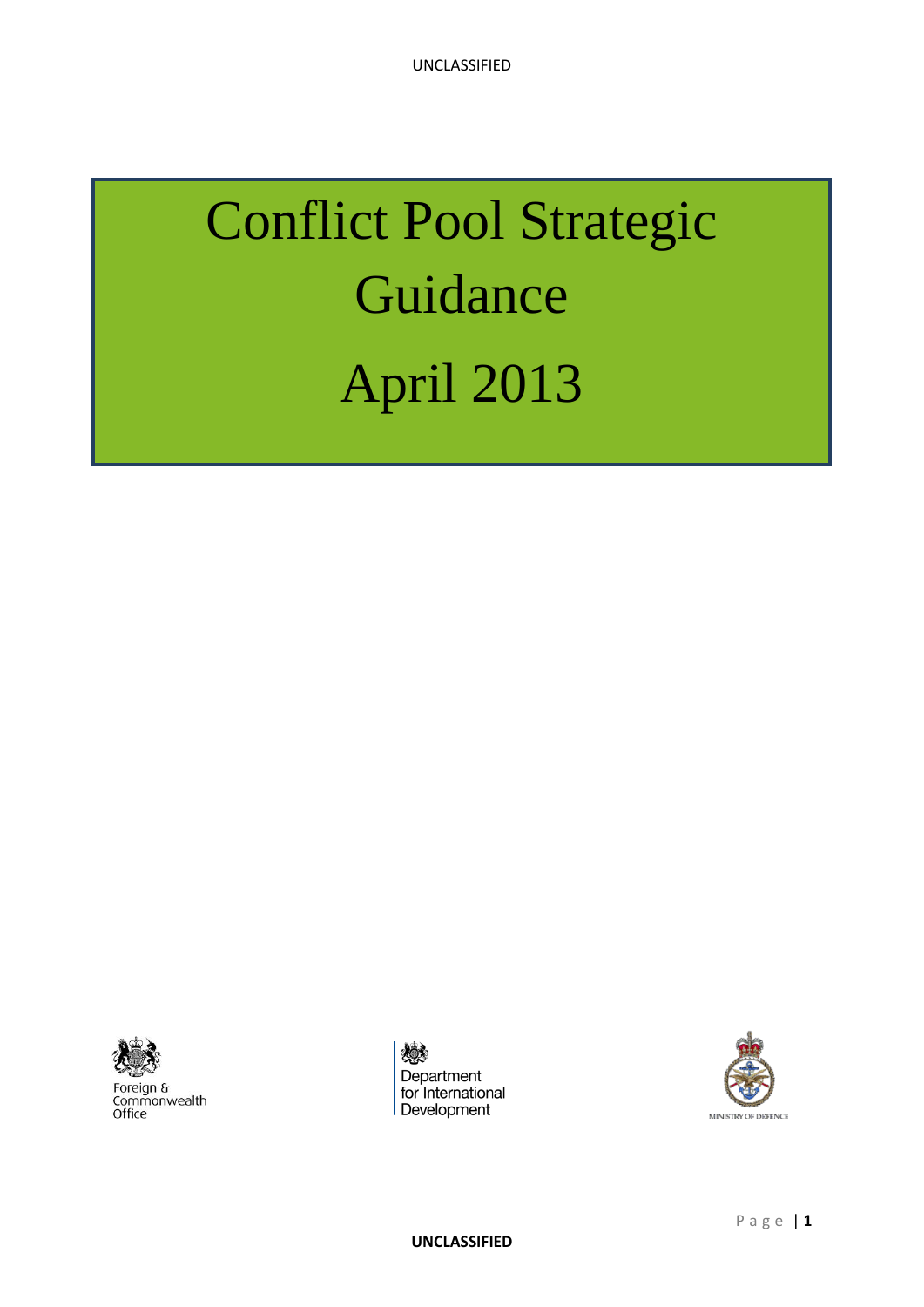# Conflict Pool Strategic Guidance

# April 2013

Foreign & Commonwealth Office

Department for International Development

MINISTRY OF DEFENCE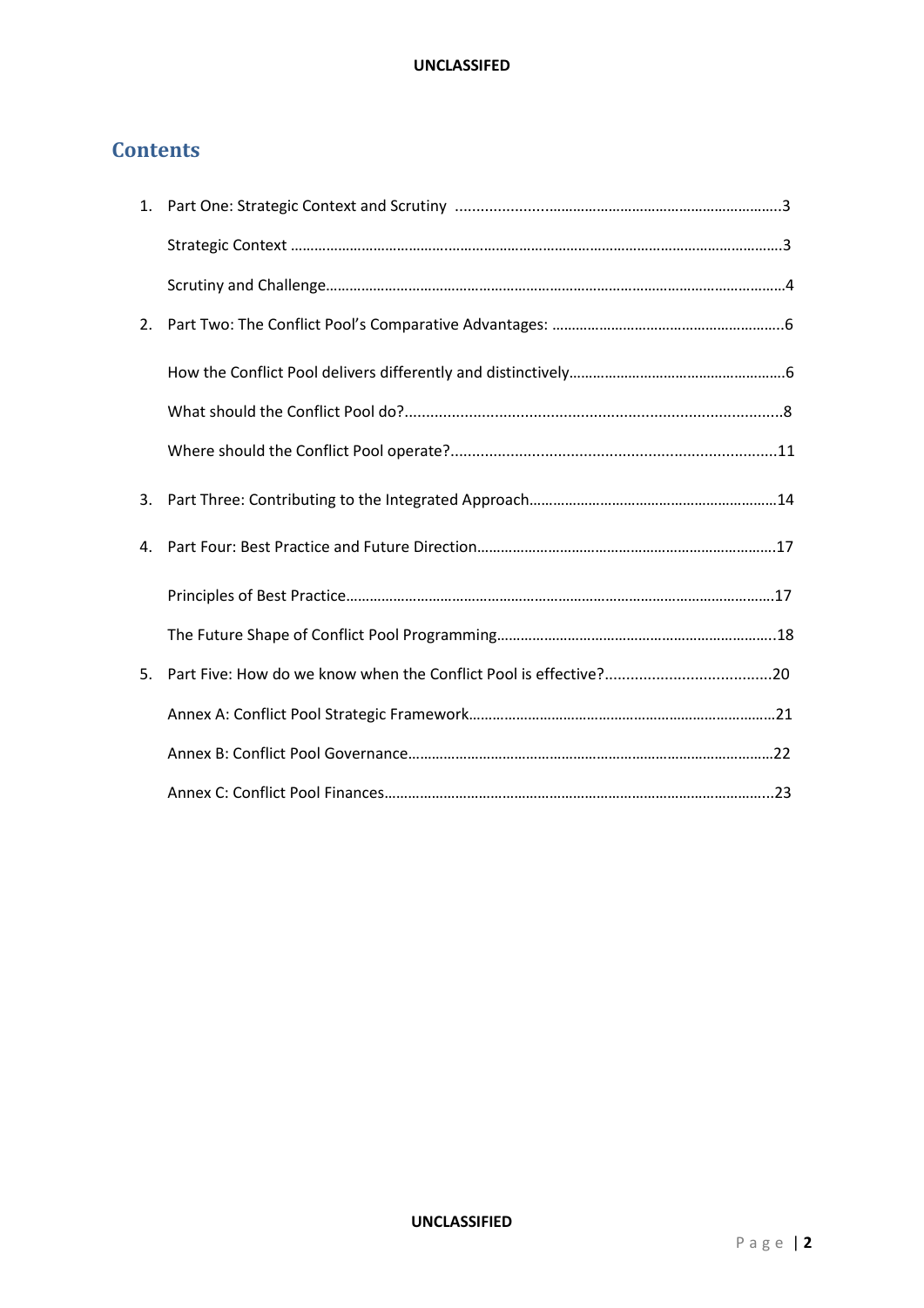# Contents

1. Part One: Strategic Context and Scrutiny ........................................................................3

    Strategic Context ........................................................................................................3

    Scrutiny and Challenge.................................................................................................4

2. Part Two: The Conflict Pool's Comparative Advantages: ..................................................6

    How the Conflict Pool delivers differently and distinctively..............................................6

    What should the Conflict Pool do?....................................................................................8

    Where should the Conflict Pool operate?...........................................................................11

3. Part Three: Contributing to the Integrated Approach........................................................14

4. Part Four: Best Practice and Future Direction...................................................................17

    Principles of Best Practice..............................................................................................17

    The Future Shape of Conflict Pool Programming...............................................................18

5. Part Five: How do we know when the Conflict Pool is effective?.......................................20

    Annex A: Conflict Pool Strategic Framework.....................................................................21

    Annex B: Conflict Pool Governance..................................................................................22

    Annex C: Conflict Pool Finances.......................................................................................23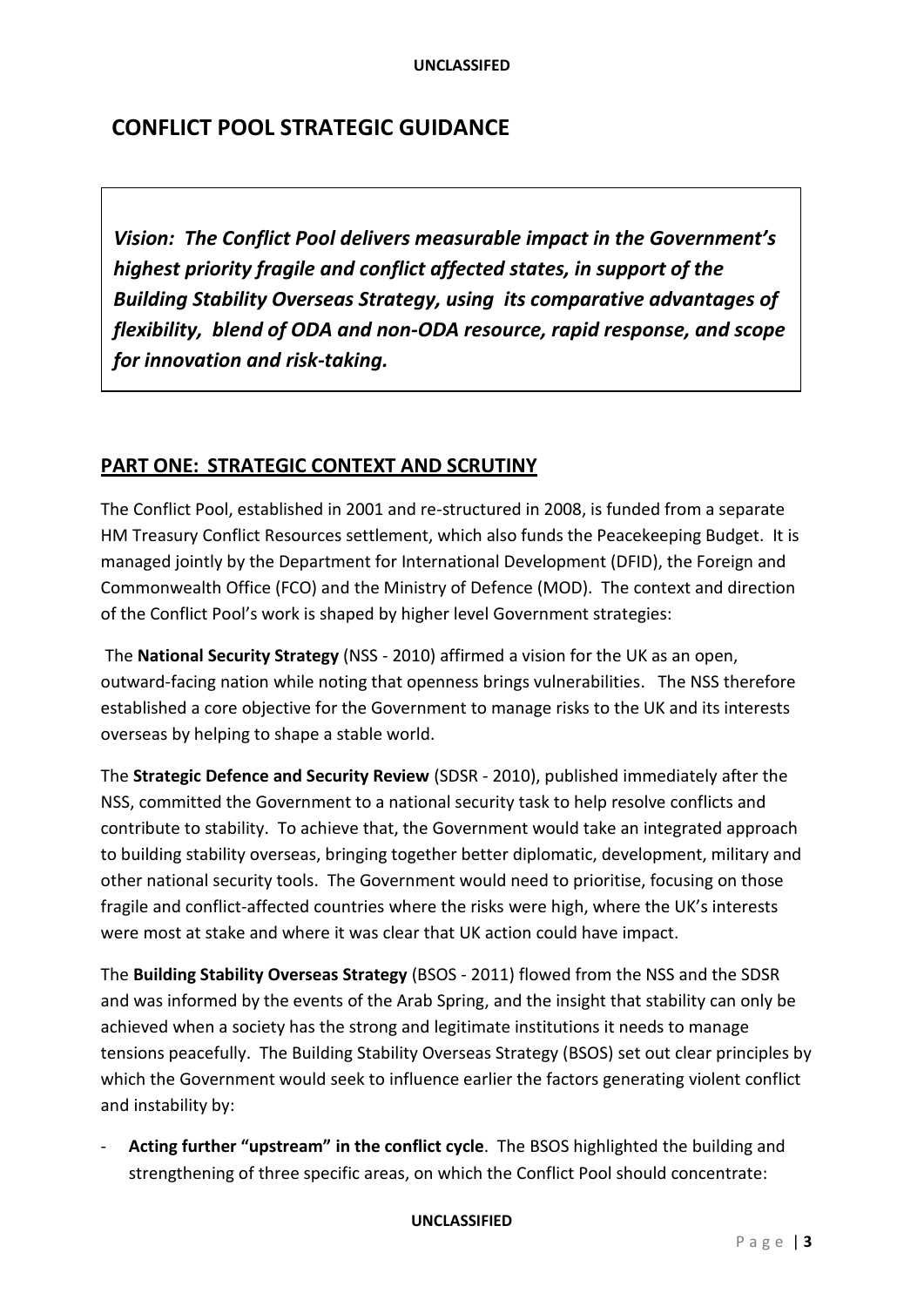# CONFLICT POOL STRATEGIC GUIDANCE

***Vision: The Conflict Pool delivers measurable impact in the Government's highest priority fragile and conflict affected states, in support of the Building Stability Overseas Strategy, using its comparative advantages of flexibility, blend of ODA and non-ODA resource, rapid response, and scope for innovation and risk-taking.***

## PART ONE: STRATEGIC CONTEXT AND SCRUTINY

The Conflict Pool, established in 2001 and re-structured in 2008, is funded from a separate HM Treasury Conflict Resources settlement, which also funds the Peacekeeping Budget. It is managed jointly by the Department for International Development (DFID), the Foreign and Commonwealth Office (FCO) and the Ministry of Defence (MOD). The context and direction of the Conflict Pool's work is shaped by higher level Government strategies:

The **National Security Strategy** (NSS - 2010) affirmed a vision for the UK as an open, outward-facing nation while noting that openness brings vulnerabilities. The NSS therefore established a core objective for the Government to manage risks to the UK and its interests overseas by helping to shape a stable world.

The **Strategic Defence and Security Review** (SDSR - 2010), published immediately after the NSS, committed the Government to a national security task to help resolve conflicts and contribute to stability. To achieve that, the Government would take an integrated approach to building stability overseas, bringing together better diplomatic, development, military and other national security tools. The Government would need to prioritise, focusing on those fragile and conflict-affected countries where the risks were high, where the UK's interests were most at stake and where it was clear that UK action could have impact.

The **Building Stability Overseas Strategy** (BSOS - 2011) flowed from the NSS and the SDSR and was informed by the events of the Arab Spring, and the insight that stability can only be achieved when a society has the strong and legitimate institutions it needs to manage tensions peacefully. The Building Stability Overseas Strategy (BSOS) set out clear principles by which the Government would seek to influence earlier the factors generating violent conflict and instability by:

- **Acting further "upstream" in the conflict cycle**. The BSOS highlighted the building and strengthening of three specific areas, on which the Conflict Pool should concentrate: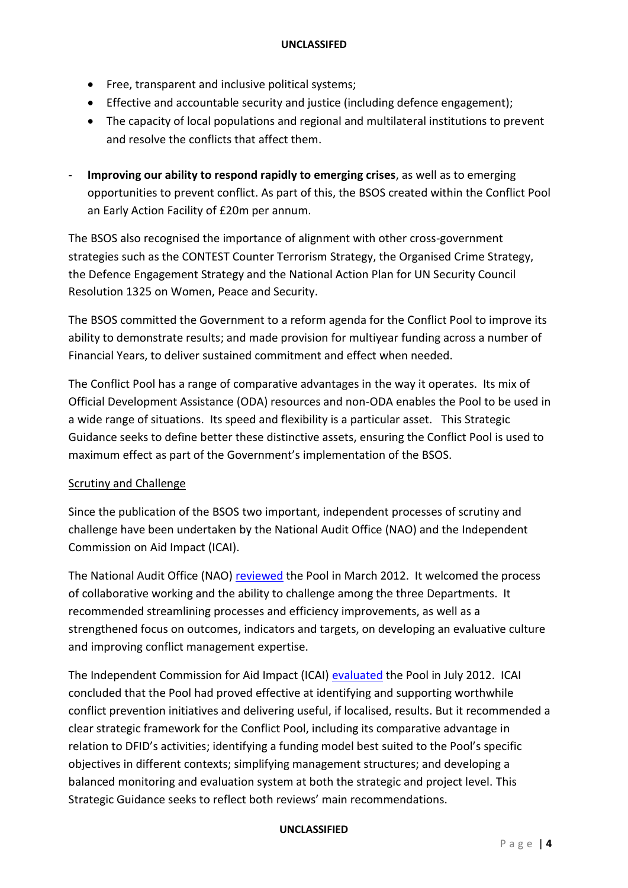- Free, transparent and inclusive political systems;
- Effective and accountable security and justice (including defence engagement);
- The capacity of local populations and regional and multilateral institutions to prevent and resolve the conflicts that affect them.

- **Improving our ability to respond rapidly to emerging crises**, as well as to emerging opportunities to prevent conflict. As part of this, the BSOS created within the Conflict Pool an Early Action Facility of £20m per annum.

The BSOS also recognised the importance of alignment with other cross-government strategies such as the CONTEST Counter Terrorism Strategy, the Organised Crime Strategy, the Defence Engagement Strategy and the National Action Plan for UN Security Council Resolution 1325 on Women, Peace and Security.

The BSOS committed the Government to a reform agenda for the Conflict Pool to improve its ability to demonstrate results; and made provision for multiyear funding across a number of Financial Years, to deliver sustained commitment and effect when needed.

The Conflict Pool has a range of comparative advantages in the way it operates. Its mix of Official Development Assistance (ODA) resources and non-ODA enables the Pool to be used in a wide range of situations. Its speed and flexibility is a particular asset. This Strategic Guidance seeks to define better these distinctive assets, ensuring the Conflict Pool is used to maximum effect as part of the Government's implementation of the BSOS.

Scrutiny and Challenge

Since the publication of the BSOS two important, independent processes of scrutiny and challenge have been undertaken by the National Audit Office (NAO) and the Independent Commission on Aid Impact (ICAI).

The National Audit Office (NAO) reviewed the Pool in March 2012. It welcomed the process of collaborative working and the ability to challenge among the three Departments. It recommended streamlining processes and efficiency improvements, as well as a strengthened focus on outcomes, indicators and targets, on developing an evaluative culture and improving conflict management expertise.

The Independent Commission for Aid Impact (ICAI) evaluated the Pool in July 2012. ICAI concluded that the Pool had proved effective at identifying and supporting worthwhile conflict prevention initiatives and delivering useful, if localised, results. But it recommended a clear strategic framework for the Conflict Pool, including its comparative advantage in relation to DFID's activities; identifying a funding model best suited to the Pool's specific objectives in different contexts; simplifying management structures; and developing a balanced monitoring and evaluation system at both the strategic and project level. This Strategic Guidance seeks to reflect both reviews' main recommendations.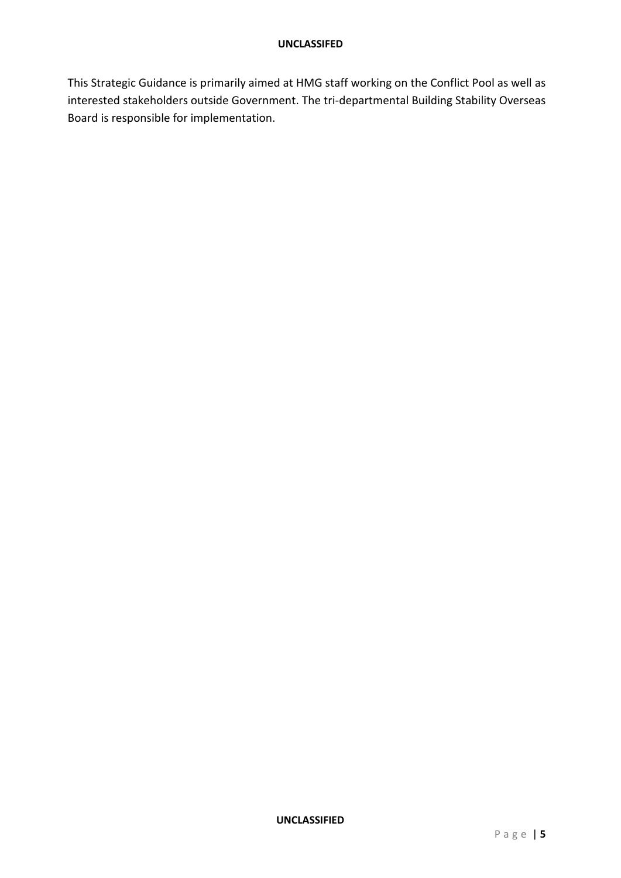This Strategic Guidance is primarily aimed at HMG staff working on the Conflict Pool as well as interested stakeholders outside Government. The tri-departmental Building Stability Overseas Board is responsible for implementation.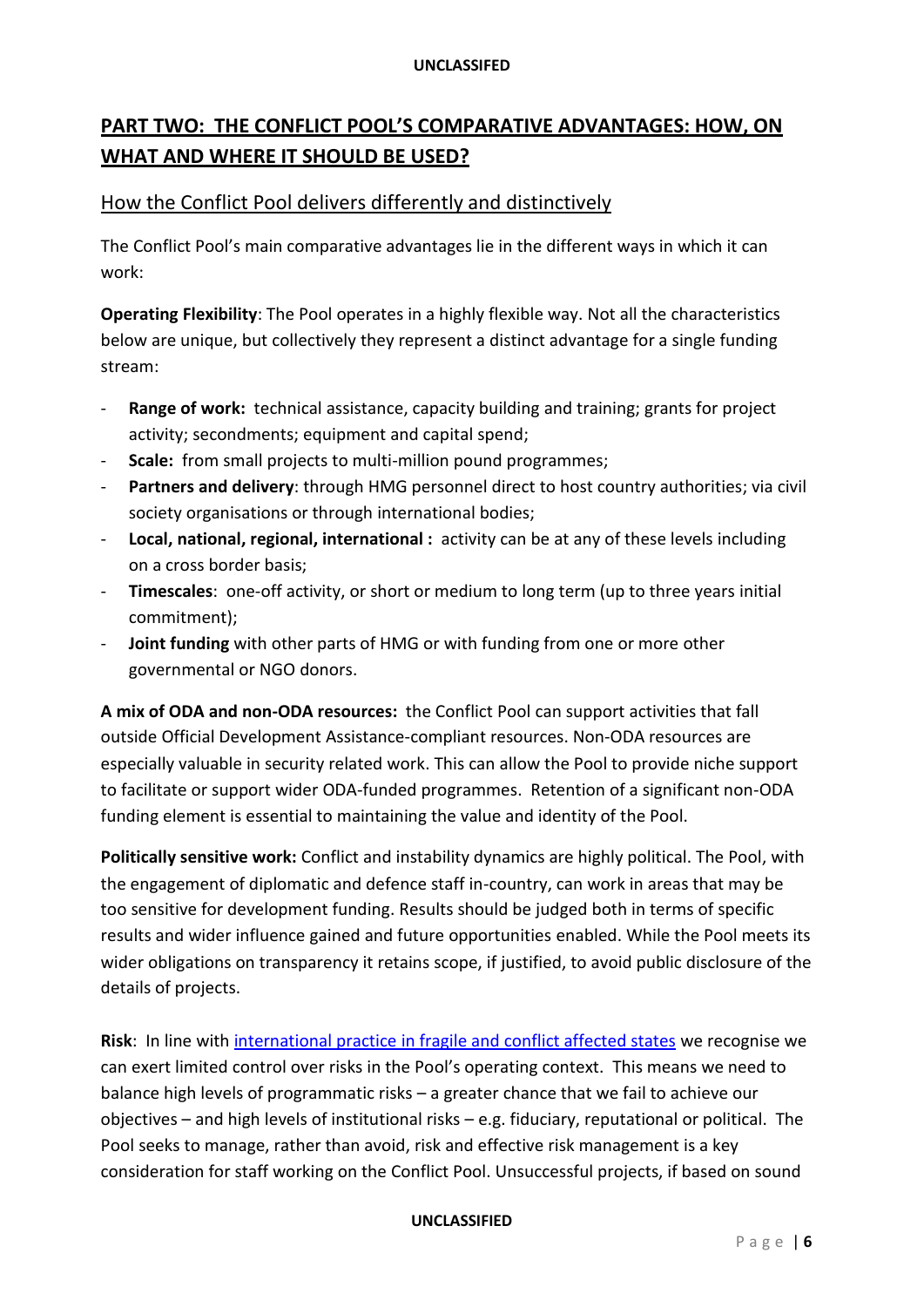## PART TWO: THE CONFLICT POOL'S COMPARATIVE ADVANTAGES: HOW, ON WHAT AND WHERE IT SHOULD BE USED?

### How the Conflict Pool delivers differently and distinctively

The Conflict Pool's main comparative advantages lie in the different ways in which it can work:

**Operating Flexibility**: The Pool operates in a highly flexible way. Not all the characteristics below are unique, but collectively they represent a distinct advantage for a single funding stream:

- **Range of work:** technical assistance, capacity building and training; grants for project activity; secondments; equipment and capital spend;
- **Scale:** from small projects to multi-million pound programmes;
- **Partners and delivery**: through HMG personnel direct to host country authorities; via civil society organisations or through international bodies;
- **Local, national, regional, international :** activity can be at any of these levels including on a cross border basis;
- **Timescales**: one-off activity, or short or medium to long term (up to three years initial commitment);
- **Joint funding** with other parts of HMG or with funding from one or more other governmental or NGO donors.

**A mix of ODA and non-ODA resources:** the Conflict Pool can support activities that fall outside Official Development Assistance-compliant resources. Non-ODA resources are especially valuable in security related work. This can allow the Pool to provide niche support to facilitate or support wider ODA-funded programmes. Retention of a significant non-ODA funding element is essential to maintaining the value and identity of the Pool.

**Politically sensitive work:** Conflict and instability dynamics are highly political. The Pool, with the engagement of diplomatic and defence staff in-country, can work in areas that may be too sensitive for development funding. Results should be judged both in terms of specific results and wider influence gained and future opportunities enabled. While the Pool meets its wider obligations on transparency it retains scope, if justified, to avoid public disclosure of the details of projects.

**Risk**: In line with international practice in fragile and conflict affected states we recognise we can exert limited control over risks in the Pool's operating context. This means we need to balance high levels of programmatic risks – a greater chance that we fail to achieve our objectives – and high levels of institutional risks – e.g. fiduciary, reputational or political. The Pool seeks to manage, rather than avoid, risk and effective risk management is a key consideration for staff working on the Conflict Pool. Unsuccessful projects, if based on sound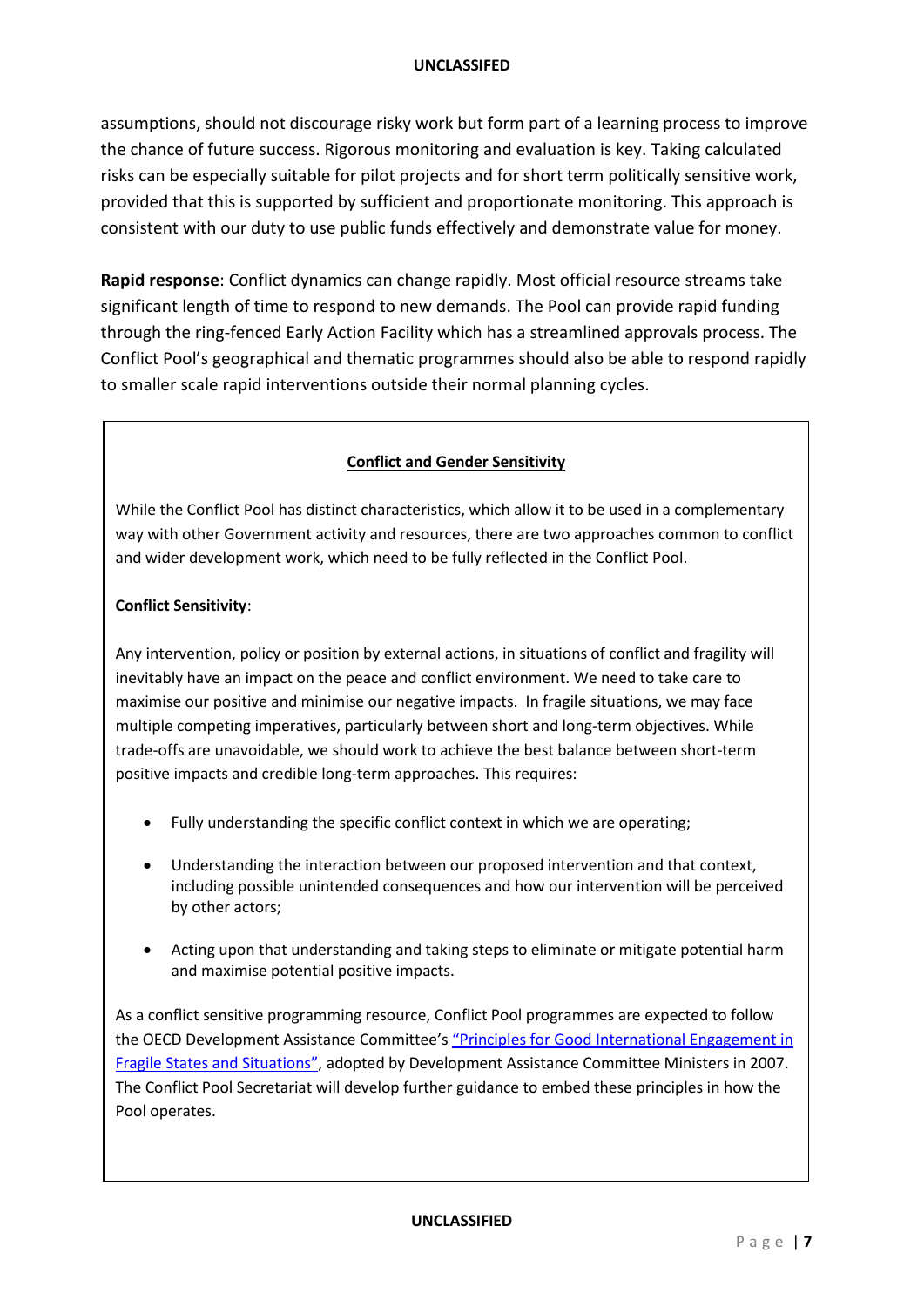assumptions, should not discourage risky work but form part of a learning process to improve the chance of future success. Rigorous monitoring and evaluation is key. Taking calculated risks can be especially suitable for pilot projects and for short term politically sensitive work, provided that this is supported by sufficient and proportionate monitoring. This approach is consistent with our duty to use public funds effectively and demonstrate value for money.

**Rapid response**: Conflict dynamics can change rapidly. Most official resource streams take significant length of time to respond to new demands. The Pool can provide rapid funding through the ring-fenced Early Action Facility which has a streamlined approvals process. The Conflict Pool's geographical and thematic programmes should also be able to respond rapidly to smaller scale rapid interventions outside their normal planning cycles.

**Conflict and Gender Sensitivity**

While the Conflict Pool has distinct characteristics, which allow it to be used in a complementary way with other Government activity and resources, there are two approaches common to conflict and wider development work, which need to be fully reflected in the Conflict Pool.

**Conflict Sensitivity**:

Any intervention, policy or position by external actions, in situations of conflict and fragility will inevitably have an impact on the peace and conflict environment. We need to take care to maximise our positive and minimise our negative impacts. In fragile situations, we may face multiple competing imperatives, particularly between short and long-term objectives. While trade-offs are unavoidable, we should work to achieve the best balance between short-term positive impacts and credible long-term approaches. This requires:

- Fully understanding the specific conflict context in which we are operating;
- Understanding the interaction between our proposed intervention and that context, including possible unintended consequences and how our intervention will be perceived by other actors;
- Acting upon that understanding and taking steps to eliminate or mitigate potential harm and maximise potential positive impacts.

As a conflict sensitive programming resource, Conflict Pool programmes are expected to follow the OECD Development Assistance Committee's "Principles for Good International Engagement in Fragile States and Situations", adopted by Development Assistance Committee Ministers in 2007. The Conflict Pool Secretariat will develop further guidance to embed these principles in how the Pool operates.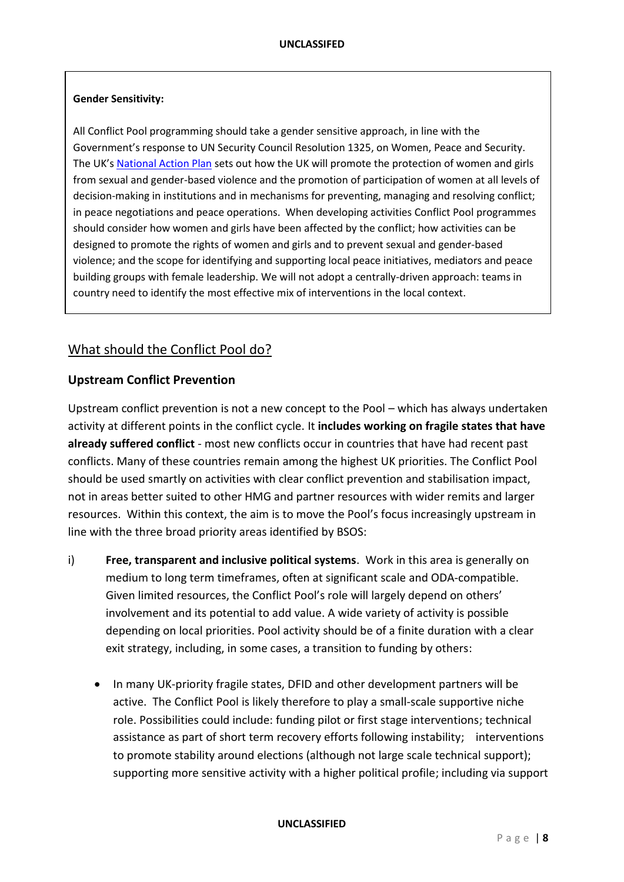**Gender Sensitivity:**

All Conflict Pool programming should take a gender sensitive approach, in line with the Government's response to UN Security Council Resolution 1325, on Women, Peace and Security. The UK's [National Action Plan] sets out how the UK will promote the protection of women and girls from sexual and gender-based violence and the promotion of participation of women at all levels of decision-making in institutions and in mechanisms for preventing, managing and resolving conflict; in peace negotiations and peace operations. When developing activities Conflict Pool programmes should consider how women and girls have been affected by the conflict; how activities can be designed to promote the rights of women and girls and to prevent sexual and gender-based violence; and the scope for identifying and supporting local peace initiatives, mediators and peace building groups with female leadership. We will not adopt a centrally-driven approach: teams in country need to identify the most effective mix of interventions in the local context.

## What should the Conflict Pool do?

### Upstream Conflict Prevention

Upstream conflict prevention is not a new concept to the Pool – which has always undertaken activity at different points in the conflict cycle. It **includes working on fragile states that have already suffered conflict** - most new conflicts occur in countries that have had recent past conflicts. Many of these countries remain among the highest UK priorities. The Conflict Pool should be used smartly on activities with clear conflict prevention and stabilisation impact, not in areas better suited to other HMG and partner resources with wider remits and larger resources. Within this context, the aim is to move the Pool's focus increasingly upstream in line with the three broad priority areas identified by BSOS:

i) **Free, transparent and inclusive political systems**. Work in this area is generally on medium to long term timeframes, often at significant scale and ODA-compatible. Given limited resources, the Conflict Pool's role will largely depend on others' involvement and its potential to add value. A wide variety of activity is possible depending on local priorities. Pool activity should be of a finite duration with a clear exit strategy, including, in some cases, a transition to funding by others:

   - In many UK-priority fragile states, DFID and other development partners will be active. The Conflict Pool is likely therefore to play a small-scale supportive niche role. Possibilities could include: funding pilot or first stage interventions; technical assistance as part of short term recovery efforts following instability; interventions to promote stability around elections (although not large scale technical support); supporting more sensitive activity with a higher political profile; including via support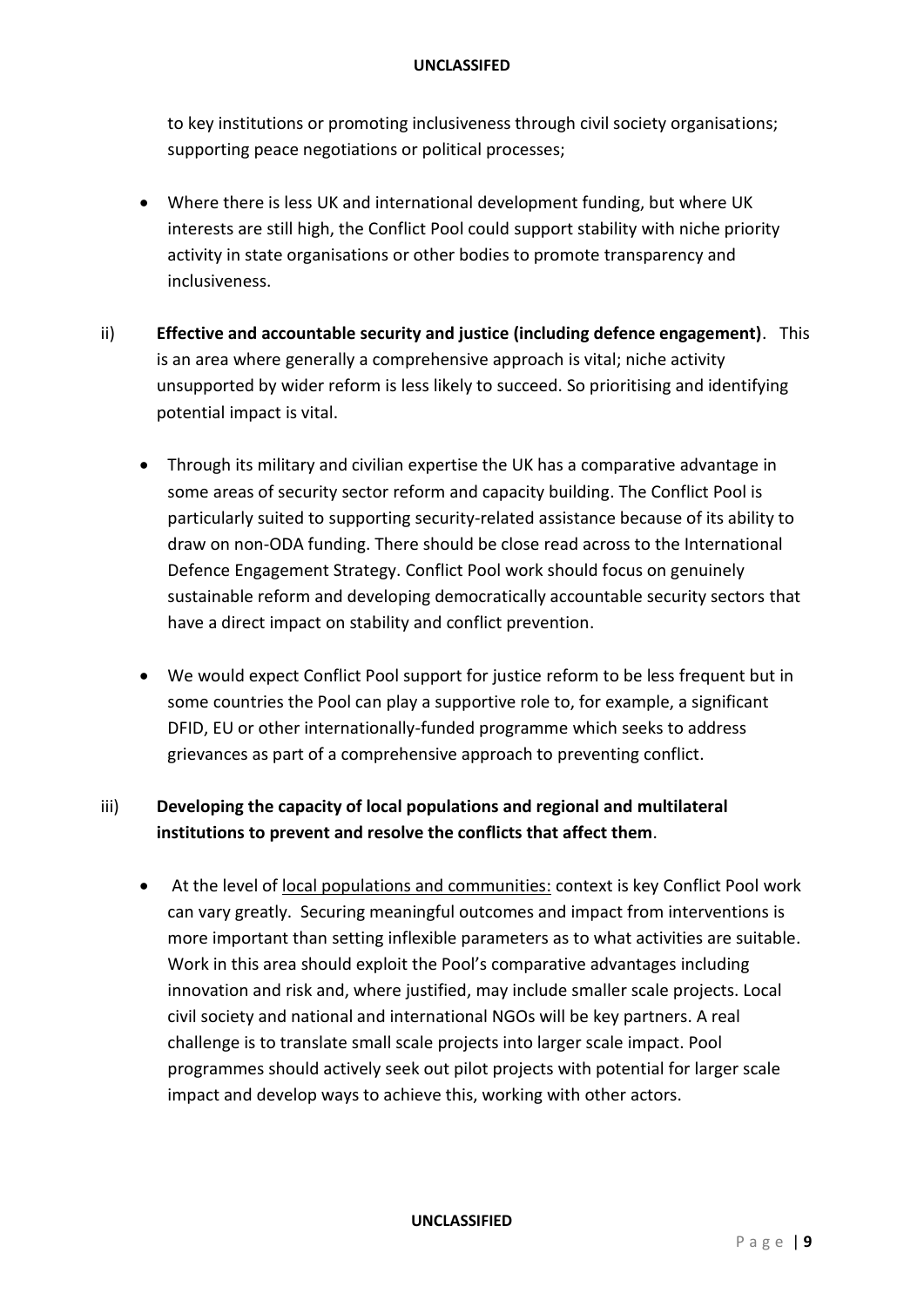to key institutions or promoting inclusiveness through civil society organisations; supporting peace negotiations or political processes;

- Where there is less UK and international development funding, but where UK interests are still high, the Conflict Pool could support stability with niche priority activity in state organisations or other bodies to promote transparency and inclusiveness.

ii) **Effective and accountable security and justice (including defence engagement)**. This is an area where generally a comprehensive approach is vital; niche activity unsupported by wider reform is less likely to succeed. So prioritising and identifying potential impact is vital.

- Through its military and civilian expertise the UK has a comparative advantage in some areas of security sector reform and capacity building. The Conflict Pool is particularly suited to supporting security-related assistance because of its ability to draw on non-ODA funding. There should be close read across to the International Defence Engagement Strategy. Conflict Pool work should focus on genuinely sustainable reform and developing democratically accountable security sectors that have a direct impact on stability and conflict prevention.

- We would expect Conflict Pool support for justice reform to be less frequent but in some countries the Pool can play a supportive role to, for example, a significant DFID, EU or other internationally-funded programme which seeks to address grievances as part of a comprehensive approach to preventing conflict.

iii) **Developing the capacity of local populations and regional and multilateral institutions to prevent and resolve the conflicts that affect them**.

- At the level of local populations and communities: context is key Conflict Pool work can vary greatly. Securing meaningful outcomes and impact from interventions is more important than setting inflexible parameters as to what activities are suitable. Work in this area should exploit the Pool's comparative advantages including innovation and risk and, where justified, may include smaller scale projects. Local civil society and national and international NGOs will be key partners. A real challenge is to translate small scale projects into larger scale impact. Pool programmes should actively seek out pilot projects with potential for larger scale impact and develop ways to achieve this, working with other actors.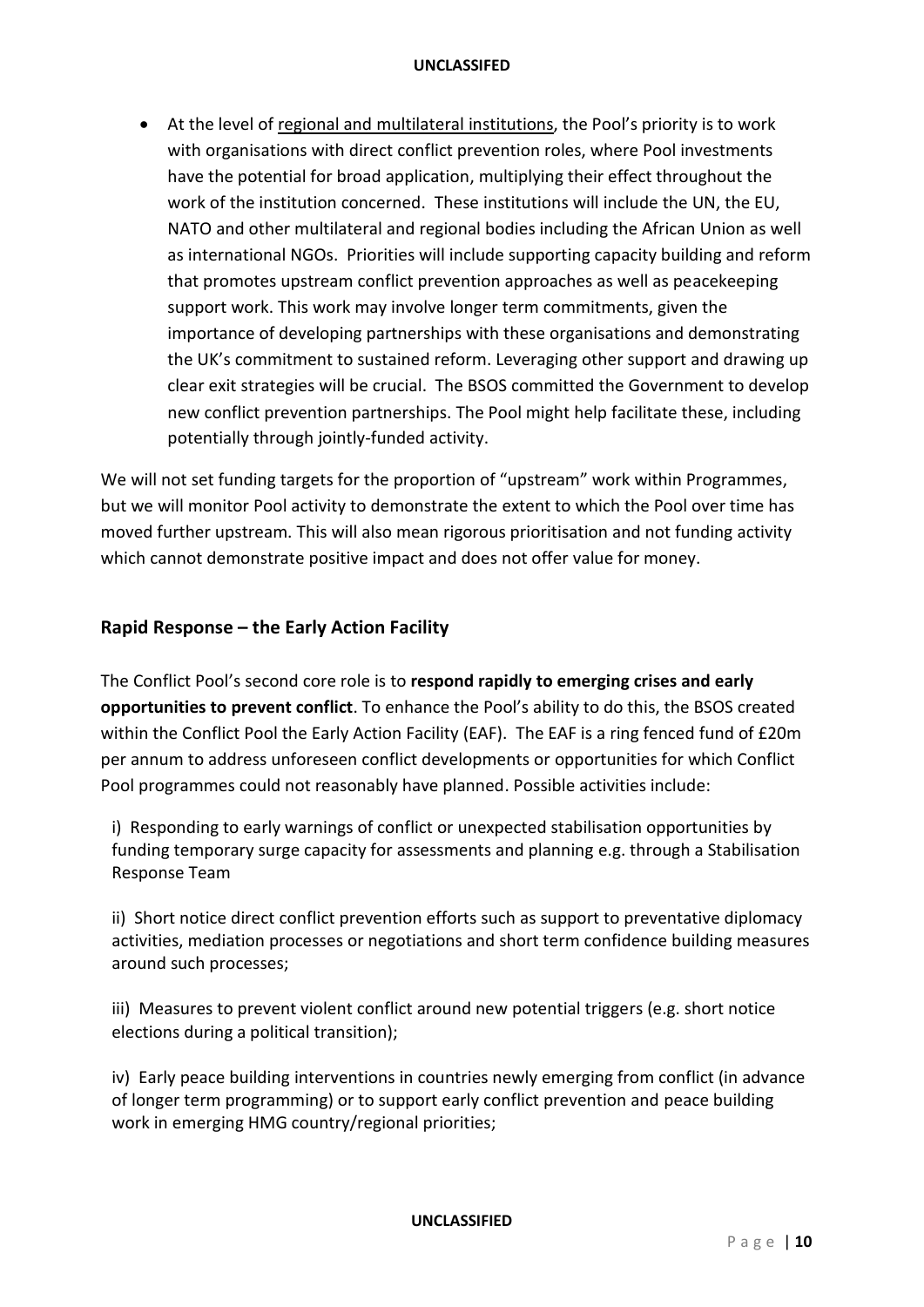- At the level of regional and multilateral institutions, the Pool's priority is to work with organisations with direct conflict prevention roles, where Pool investments have the potential for broad application, multiplying their effect throughout the work of the institution concerned. These institutions will include the UN, the EU, NATO and other multilateral and regional bodies including the African Union as well as international NGOs. Priorities will include supporting capacity building and reform that promotes upstream conflict prevention approaches as well as peacekeeping support work. This work may involve longer term commitments, given the importance of developing partnerships with these organisations and demonstrating the UK's commitment to sustained reform. Leveraging other support and drawing up clear exit strategies will be crucial. The BSOS committed the Government to develop new conflict prevention partnerships. The Pool might help facilitate these, including potentially through jointly-funded activity.

We will not set funding targets for the proportion of "upstream" work within Programmes, but we will monitor Pool activity to demonstrate the extent to which the Pool over time has moved further upstream. This will also mean rigorous prioritisation and not funding activity which cannot demonstrate positive impact and does not offer value for money.

## Rapid Response – the Early Action Facility

The Conflict Pool's second core role is to **respond rapidly to emerging crises and early opportunities to prevent conflict**. To enhance the Pool's ability to do this, the BSOS created within the Conflict Pool the Early Action Facility (EAF). The EAF is a ring fenced fund of £20m per annum to address unforeseen conflict developments or opportunities for which Conflict Pool programmes could not reasonably have planned. Possible activities include:

i) Responding to early warnings of conflict or unexpected stabilisation opportunities by funding temporary surge capacity for assessments and planning e.g. through a Stabilisation Response Team

ii) Short notice direct conflict prevention efforts such as support to preventative diplomacy activities, mediation processes or negotiations and short term confidence building measures around such processes;

iii) Measures to prevent violent conflict around new potential triggers (e.g. short notice elections during a political transition);

iv) Early peace building interventions in countries newly emerging from conflict (in advance of longer term programming) or to support early conflict prevention and peace building work in emerging HMG country/regional priorities;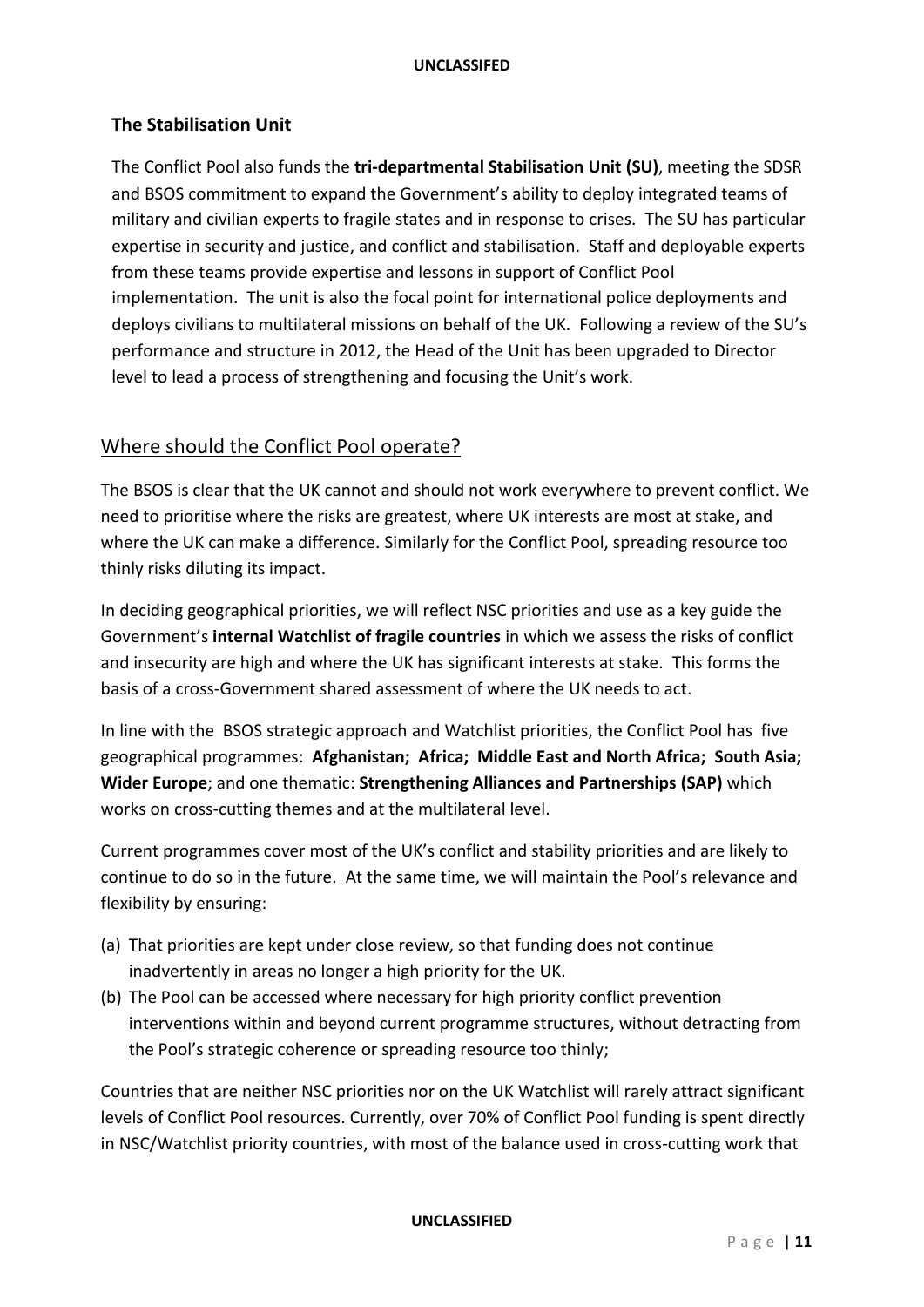### The Stabilisation Unit

The Conflict Pool also funds the **tri-departmental Stabilisation Unit (SU)**, meeting the SDSR and BSOS commitment to expand the Government's ability to deploy integrated teams of military and civilian experts to fragile states and in response to crises. The SU has particular expertise in security and justice, and conflict and stabilisation. Staff and deployable experts from these teams provide expertise and lessons in support of Conflict Pool implementation. The unit is also the focal point for international police deployments and deploys civilians to multilateral missions on behalf of the UK. Following a review of the SU's performance and structure in 2012, the Head of the Unit has been upgraded to Director level to lead a process of strengthening and focusing the Unit's work.

## Where should the Conflict Pool operate?

The BSOS is clear that the UK cannot and should not work everywhere to prevent conflict. We need to prioritise where the risks are greatest, where UK interests are most at stake, and where the UK can make a difference. Similarly for the Conflict Pool, spreading resource too thinly risks diluting its impact.

In deciding geographical priorities, we will reflect NSC priorities and use as a key guide the Government's **internal Watchlist of fragile countries** in which we assess the risks of conflict and insecurity are high and where the UK has significant interests at stake. This forms the basis of a cross-Government shared assessment of where the UK needs to act.

In line with the BSOS strategic approach and Watchlist priorities, the Conflict Pool has five geographical programmes: **Afghanistan; Africa; Middle East and North Africa; South Asia; Wider Europe**; and one thematic: **Strengthening Alliances and Partnerships (SAP)** which works on cross-cutting themes and at the multilateral level.

Current programmes cover most of the UK's conflict and stability priorities and are likely to continue to do so in the future. At the same time, we will maintain the Pool's relevance and flexibility by ensuring:

(a) That priorities are kept under close review, so that funding does not continue inadvertently in areas no longer a high priority for the UK.
(b) The Pool can be accessed where necessary for high priority conflict prevention interventions within and beyond current programme structures, without detracting from the Pool's strategic coherence or spreading resource too thinly;

Countries that are neither NSC priorities nor on the UK Watchlist will rarely attract significant levels of Conflict Pool resources. Currently, over 70% of Conflict Pool funding is spent directly in NSC/Watchlist priority countries, with most of the balance used in cross-cutting work that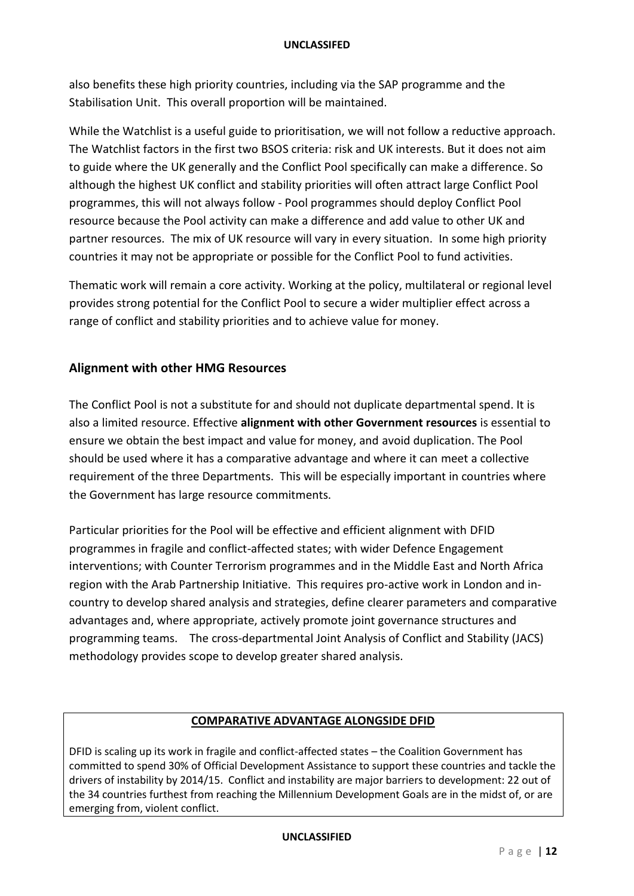also benefits these high priority countries, including via the SAP programme and the Stabilisation Unit. This overall proportion will be maintained.

While the Watchlist is a useful guide to prioritisation, we will not follow a reductive approach. The Watchlist factors in the first two BSOS criteria: risk and UK interests. But it does not aim to guide where the UK generally and the Conflict Pool specifically can make a difference. So although the highest UK conflict and stability priorities will often attract large Conflict Pool programmes, this will not always follow - Pool programmes should deploy Conflict Pool resource because the Pool activity can make a difference and add value to other UK and partner resources. The mix of UK resource will vary in every situation. In some high priority countries it may not be appropriate or possible for the Conflict Pool to fund activities.

Thematic work will remain a core activity. Working at the policy, multilateral or regional level provides strong potential for the Conflict Pool to secure a wider multiplier effect across a range of conflict and stability priorities and to achieve value for money.

## Alignment with other HMG Resources

The Conflict Pool is not a substitute for and should not duplicate departmental spend. It is also a limited resource. Effective **alignment with other Government resources** is essential to ensure we obtain the best impact and value for money, and avoid duplication. The Pool should be used where it has a comparative advantage and where it can meet a collective requirement of the three Departments. This will be especially important in countries where the Government has large resource commitments.

Particular priorities for the Pool will be effective and efficient alignment with DFID programmes in fragile and conflict-affected states; with wider Defence Engagement interventions; with Counter Terrorism programmes and in the Middle East and North Africa region with the Arab Partnership Initiative. This requires pro-active work in London and in-country to develop shared analysis and strategies, define clearer parameters and comparative advantages and, where appropriate, actively promote joint governance structures and programming teams. The cross-departmental Joint Analysis of Conflict and Stability (JACS) methodology provides scope to develop greater shared analysis.

**COMPARATIVE ADVANTAGE ALONGSIDE DFID**

DFID is scaling up its work in fragile and conflict-affected states – the Coalition Government has committed to spend 30% of Official Development Assistance to support these countries and tackle the drivers of instability by 2014/15. Conflict and instability are major barriers to development: 22 out of the 34 countries furthest from reaching the Millennium Development Goals are in the midst of, or are emerging from, violent conflict.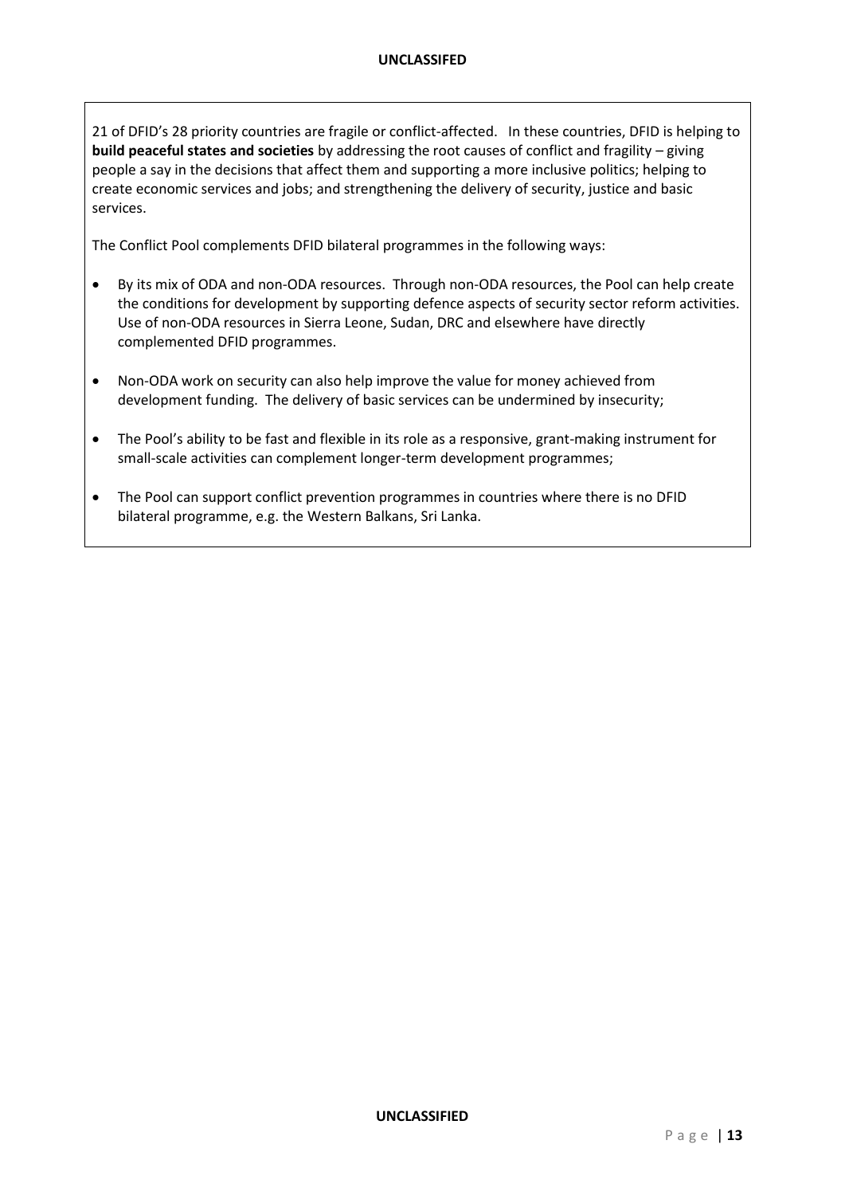21 of DFID's 28 priority countries are fragile or conflict-affected. In these countries, DFID is helping to **build peaceful states and societies** by addressing the root causes of conflict and fragility – giving people a say in the decisions that affect them and supporting a more inclusive politics; helping to create economic services and jobs; and strengthening the delivery of security, justice and basic services.

The Conflict Pool complements DFID bilateral programmes in the following ways:

- By its mix of ODA and non-ODA resources. Through non-ODA resources, the Pool can help create the conditions for development by supporting defence aspects of security sector reform activities. Use of non-ODA resources in Sierra Leone, Sudan, DRC and elsewhere have directly complemented DFID programmes.
- Non-ODA work on security can also help improve the value for money achieved from development funding. The delivery of basic services can be undermined by insecurity;
- The Pool's ability to be fast and flexible in its role as a responsive, grant-making instrument for small-scale activities can complement longer-term development programmes;
- The Pool can support conflict prevention programmes in countries where there is no DFID bilateral programme, e.g. the Western Balkans, Sri Lanka.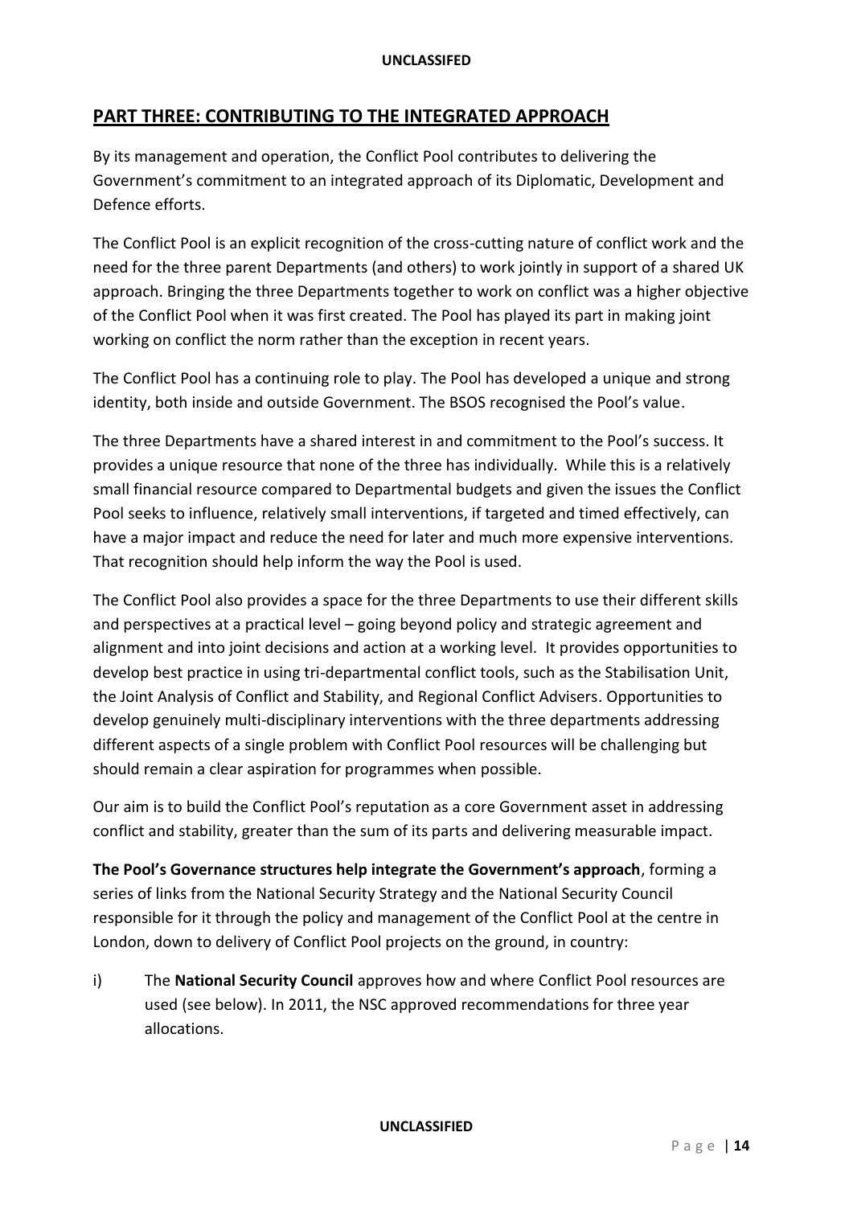## PART THREE: CONTRIBUTING TO THE INTEGRATED APPROACH

By its management and operation, the Conflict Pool contributes to delivering the Government's commitment to an integrated approach of its Diplomatic, Development and Defence efforts.

The Conflict Pool is an explicit recognition of the cross-cutting nature of conflict work and the need for the three parent Departments (and others) to work jointly in support of a shared UK approach. Bringing the three Departments together to work on conflict was a higher objective of the Conflict Pool when it was first created. The Pool has played its part in making joint working on conflict the norm rather than the exception in recent years.

The Conflict Pool has a continuing role to play. The Pool has developed a unique and strong identity, both inside and outside Government. The BSOS recognised the Pool's value.

The three Departments have a shared interest in and commitment to the Pool's success. It provides a unique resource that none of the three has individually. While this is a relatively small financial resource compared to Departmental budgets and given the issues the Conflict Pool seeks to influence, relatively small interventions, if targeted and timed effectively, can have a major impact and reduce the need for later and much more expensive interventions. That recognition should help inform the way the Pool is used.

The Conflict Pool also provides a space for the three Departments to use their different skills and perspectives at a practical level – going beyond policy and strategic agreement and alignment and into joint decisions and action at a working level. It provides opportunities to develop best practice in using tri-departmental conflict tools, such as the Stabilisation Unit, the Joint Analysis of Conflict and Stability, and Regional Conflict Advisers. Opportunities to develop genuinely multi-disciplinary interventions with the three departments addressing different aspects of a single problem with Conflict Pool resources will be challenging but should remain a clear aspiration for programmes when possible.

Our aim is to build the Conflict Pool's reputation as a core Government asset in addressing conflict and stability, greater than the sum of its parts and delivering measurable impact.

**The Pool's Governance structures help integrate the Government's approach**, forming a series of links from the National Security Strategy and the National Security Council responsible for it through the policy and management of the Conflict Pool at the centre in London, down to delivery of Conflict Pool projects on the ground, in country:

i) The **National Security Council** approves how and where Conflict Pool resources are used (see below). In 2011, the NSC approved recommendations for three year allocations.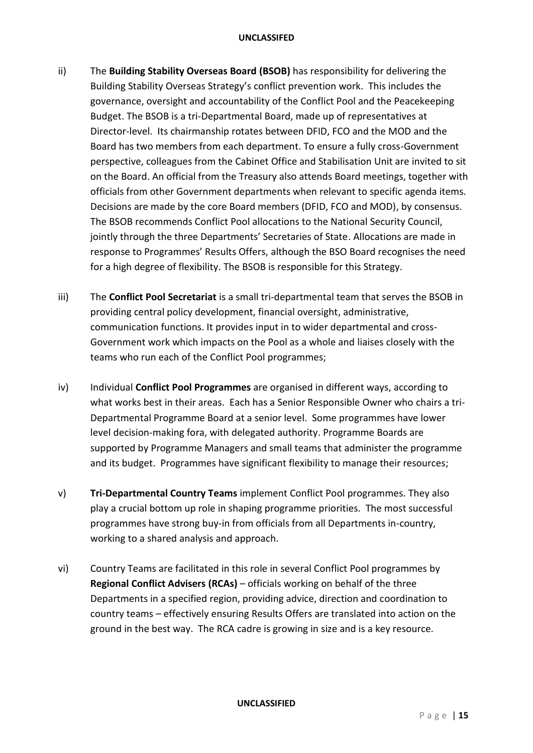ii) The **Building Stability Overseas Board (BSOB)** has responsibility for delivering the Building Stability Overseas Strategy's conflict prevention work. This includes the governance, oversight and accountability of the Conflict Pool and the Peacekeeping Budget. The BSOB is a tri-Departmental Board, made up of representatives at Director-level. Its chairmanship rotates between DFID, FCO and the MOD and the Board has two members from each department. To ensure a fully cross-Government perspective, colleagues from the Cabinet Office and Stabilisation Unit are invited to sit on the Board. An official from the Treasury also attends Board meetings, together with officials from other Government departments when relevant to specific agenda items. Decisions are made by the core Board members (DFID, FCO and MOD), by consensus. The BSOB recommends Conflict Pool allocations to the National Security Council, jointly through the three Departments' Secretaries of State. Allocations are made in response to Programmes' Results Offers, although the BSO Board recognises the need for a high degree of flexibility. The BSOB is responsible for this Strategy.

iii) The **Conflict Pool Secretariat** is a small tri-departmental team that serves the BSOB in providing central policy development, financial oversight, administrative, communication functions. It provides input in to wider departmental and cross-Government work which impacts on the Pool as a whole and liaises closely with the teams who run each of the Conflict Pool programmes;

iv) Individual **Conflict Pool Programmes** are organised in different ways, according to what works best in their areas. Each has a Senior Responsible Owner who chairs a tri-Departmental Programme Board at a senior level. Some programmes have lower level decision-making fora, with delegated authority. Programme Boards are supported by Programme Managers and small teams that administer the programme and its budget. Programmes have significant flexibility to manage their resources;

v) **Tri-Departmental Country Teams** implement Conflict Pool programmes. They also play a crucial bottom up role in shaping programme priorities. The most successful programmes have strong buy-in from officials from all Departments in-country, working to a shared analysis and approach.

vi) Country Teams are facilitated in this role in several Conflict Pool programmes by **Regional Conflict Advisers (RCAs)** – officials working on behalf of the three Departments in a specified region, providing advice, direction and coordination to country teams – effectively ensuring Results Offers are translated into action on the ground in the best way. The RCA cadre is growing in size and is a key resource.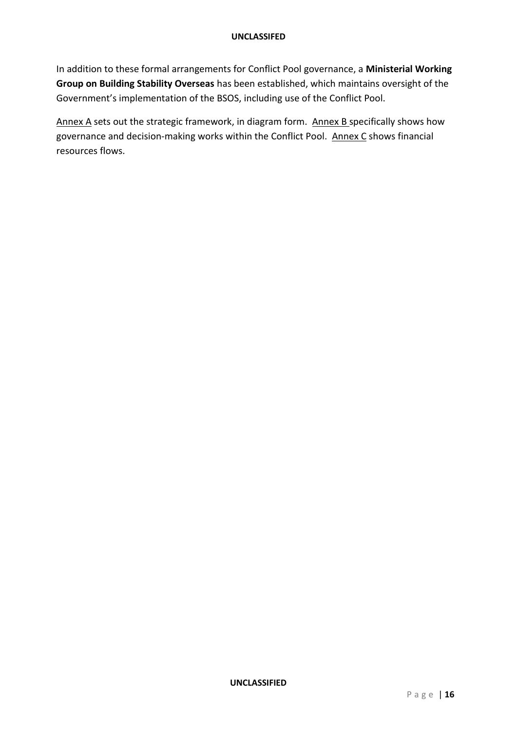In addition to these formal arrangements for Conflict Pool governance, a **Ministerial Working Group on Building Stability Overseas** has been established, which maintains oversight of the Government's implementation of the BSOS, including use of the Conflict Pool.

Annex A sets out the strategic framework, in diagram form. Annex B specifically shows how governance and decision-making works within the Conflict Pool. Annex C shows financial resources flows.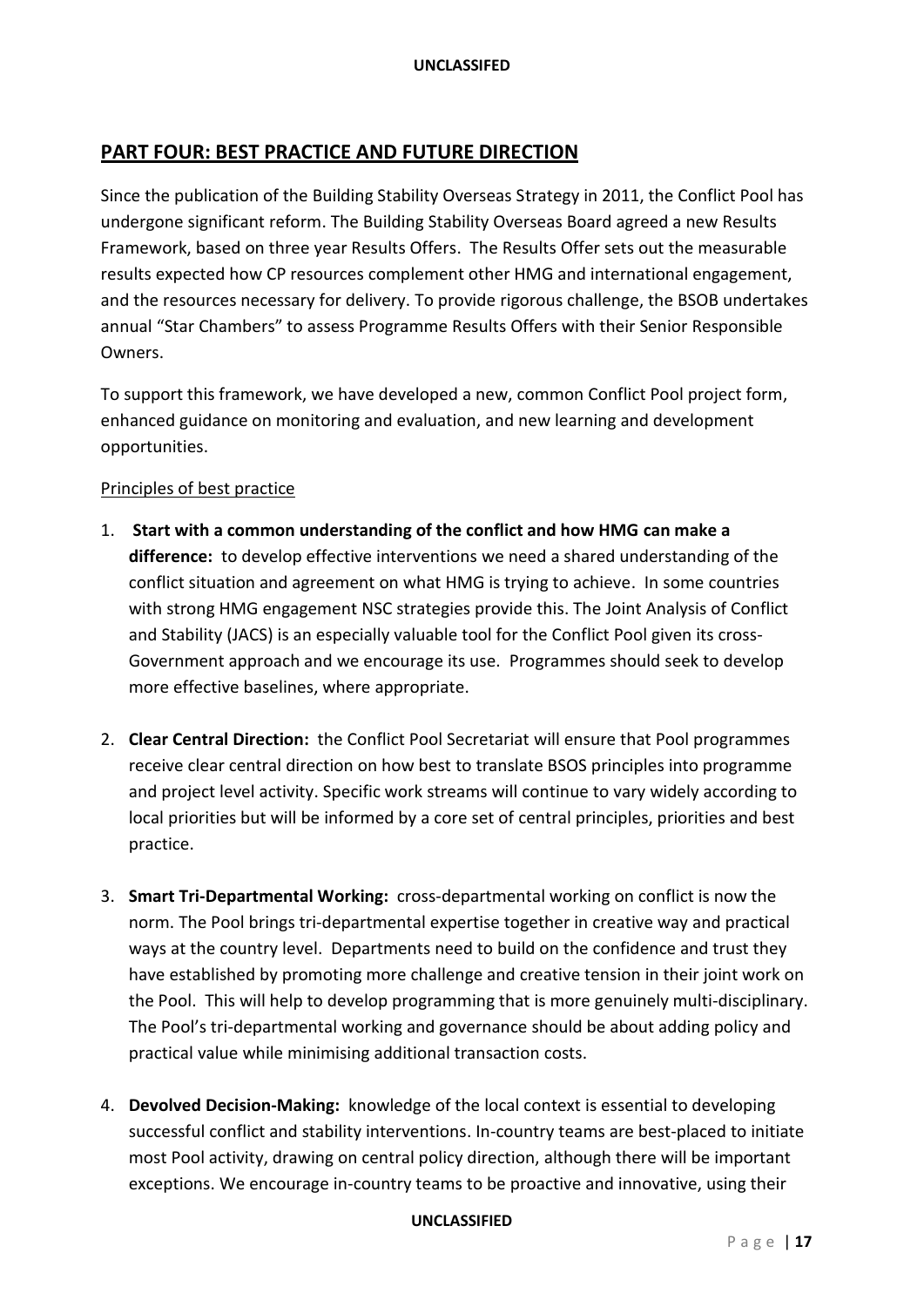## PART FOUR: BEST PRACTICE AND FUTURE DIRECTION

Since the publication of the Building Stability Overseas Strategy in 2011, the Conflict Pool has undergone significant reform. The Building Stability Overseas Board agreed a new Results Framework, based on three year Results Offers. The Results Offer sets out the measurable results expected how CP resources complement other HMG and international engagement, and the resources necessary for delivery. To provide rigorous challenge, the BSOB undertakes annual "Star Chambers" to assess Programme Results Offers with their Senior Responsible Owners.

To support this framework, we have developed a new, common Conflict Pool project form, enhanced guidance on monitoring and evaluation, and new learning and development opportunities.

Principles of best practice

1. **Start with a common understanding of the conflict and how HMG can make a difference:** to develop effective interventions we need a shared understanding of the conflict situation and agreement on what HMG is trying to achieve. In some countries with strong HMG engagement NSC strategies provide this. The Joint Analysis of Conflict and Stability (JACS) is an especially valuable tool for the Conflict Pool given its cross-Government approach and we encourage its use. Programmes should seek to develop more effective baselines, where appropriate.

2. **Clear Central Direction:** the Conflict Pool Secretariat will ensure that Pool programmes receive clear central direction on how best to translate BSOS principles into programme and project level activity. Specific work streams will continue to vary widely according to local priorities but will be informed by a core set of central principles, priorities and best practice.

3. **Smart Tri-Departmental Working:** cross-departmental working on conflict is now the norm. The Pool brings tri-departmental expertise together in creative way and practical ways at the country level. Departments need to build on the confidence and trust they have established by promoting more challenge and creative tension in their joint work on the Pool. This will help to develop programming that is more genuinely multi-disciplinary. The Pool's tri-departmental working and governance should be about adding policy and practical value while minimising additional transaction costs.

4. **Devolved Decision-Making:** knowledge of the local context is essential to developing successful conflict and stability interventions. In-country teams are best-placed to initiate most Pool activity, drawing on central policy direction, although there will be important exceptions. We encourage in-country teams to be proactive and innovative, using their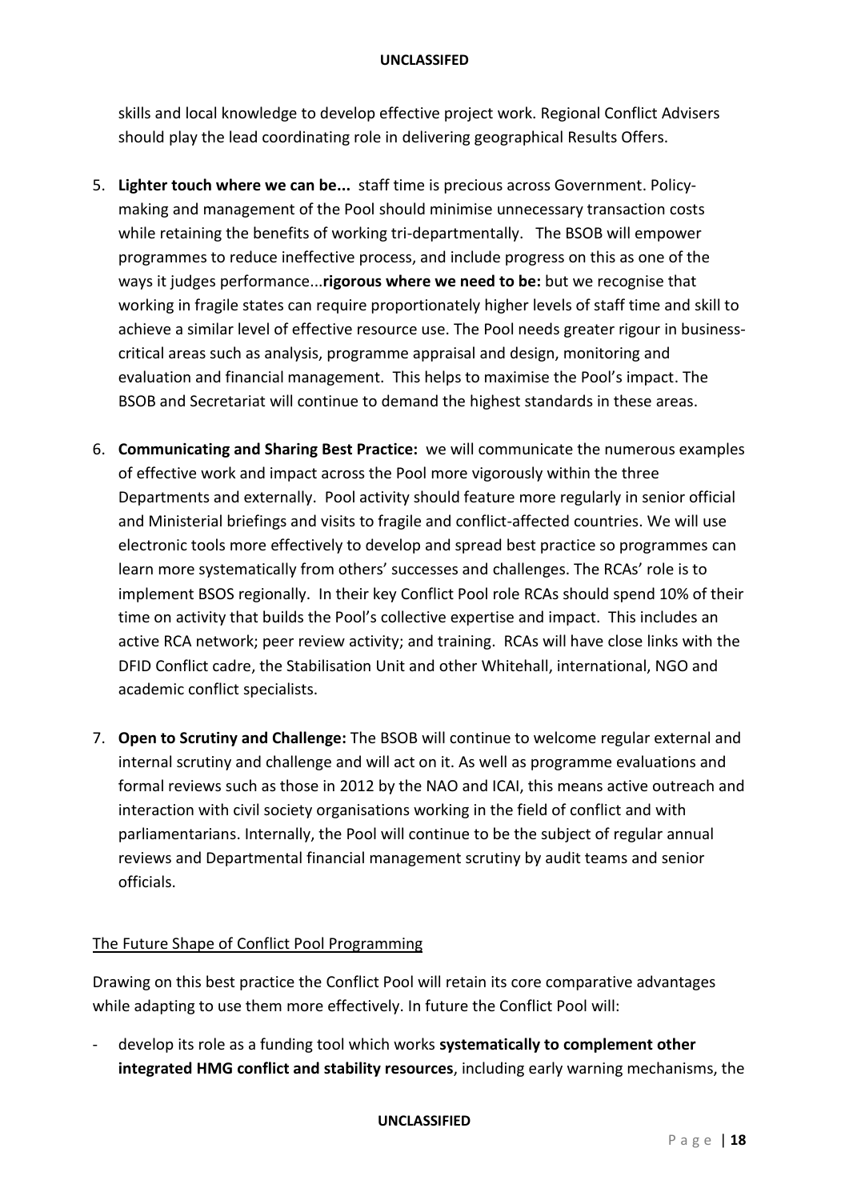skills and local knowledge to develop effective project work. Regional Conflict Advisers should play the lead coordinating role in delivering geographical Results Offers.

5. **Lighter touch where we can be...** staff time is precious across Government. Policy-making and management of the Pool should minimise unnecessary transaction costs while retaining the benefits of working tri-departmentally. The BSOB will empower programmes to reduce ineffective process, and include progress on this as one of the ways it judges performance...**rigorous where we need to be:** but we recognise that working in fragile states can require proportionately higher levels of staff time and skill to achieve a similar level of effective resource use. The Pool needs greater rigour in business-critical areas such as analysis, programme appraisal and design, monitoring and evaluation and financial management. This helps to maximise the Pool's impact. The BSOB and Secretariat will continue to demand the highest standards in these areas.

6. **Communicating and Sharing Best Practice:** we will communicate the numerous examples of effective work and impact across the Pool more vigorously within the three Departments and externally. Pool activity should feature more regularly in senior official and Ministerial briefings and visits to fragile and conflict-affected countries. We will use electronic tools more effectively to develop and spread best practice so programmes can learn more systematically from others' successes and challenges. The RCAs' role is to implement BSOS regionally. In their key Conflict Pool role RCAs should spend 10% of their time on activity that builds the Pool's collective expertise and impact. This includes an active RCA network; peer review activity; and training. RCAs will have close links with the DFID Conflict cadre, the Stabilisation Unit and other Whitehall, international, NGO and academic conflict specialists.

7. **Open to Scrutiny and Challenge:** The BSOB will continue to welcome regular external and internal scrutiny and challenge and will act on it. As well as programme evaluations and formal reviews such as those in 2012 by the NAO and ICAI, this means active outreach and interaction with civil society organisations working in the field of conflict and with parliamentarians. Internally, the Pool will continue to be the subject of regular annual reviews and Departmental financial management scrutiny by audit teams and senior officials.

<u>The Future Shape of Conflict Pool Programming</u>

Drawing on this best practice the Conflict Pool will retain its core comparative advantages while adapting to use them more effectively. In future the Conflict Pool will:

- develop its role as a funding tool which works **systematically to complement other integrated HMG conflict and stability resources**, including early warning mechanisms, the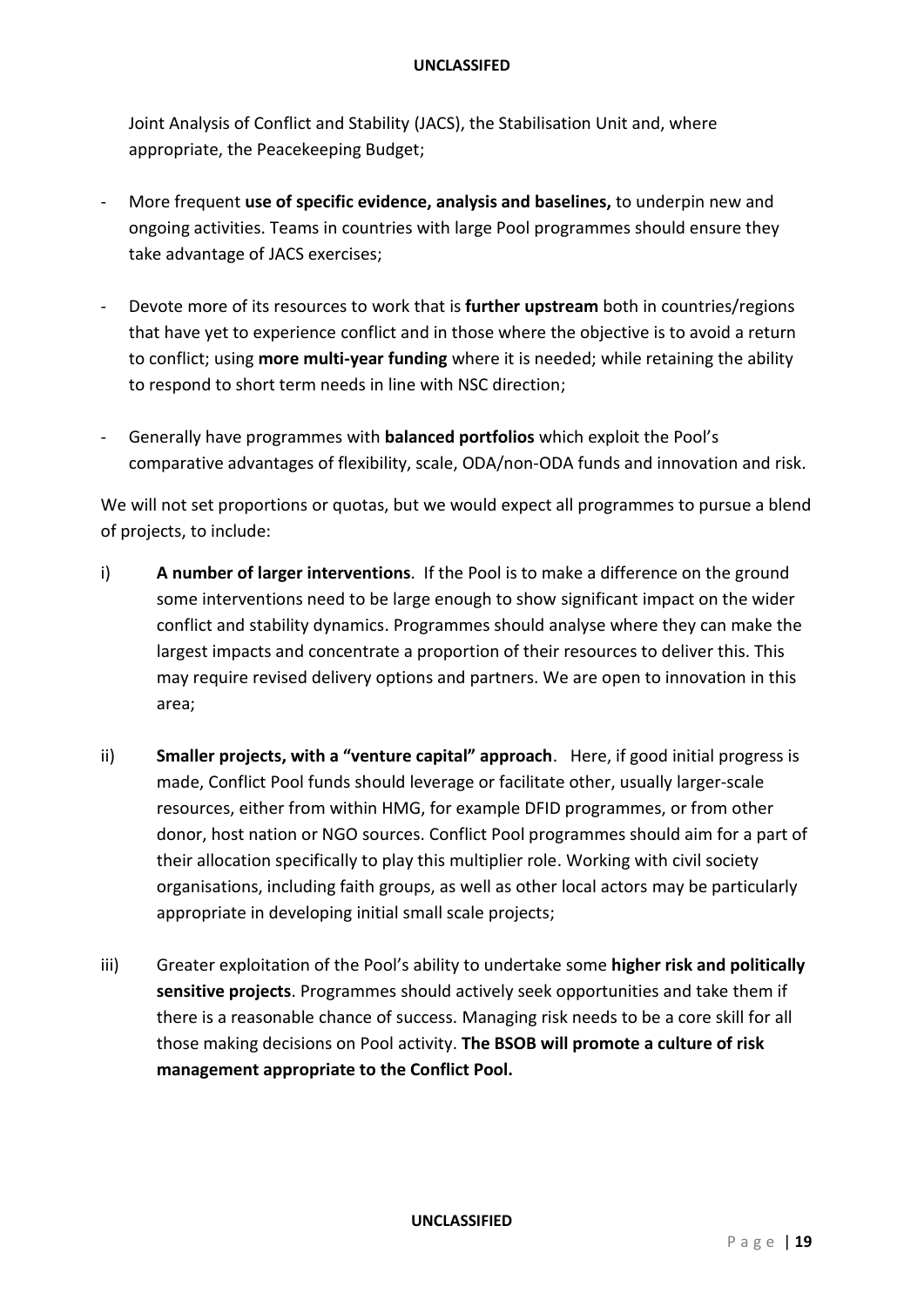Joint Analysis of Conflict and Stability (JACS), the Stabilisation Unit and, where appropriate, the Peacekeeping Budget;

- More frequent **use of specific evidence, analysis and baselines,** to underpin new and ongoing activities. Teams in countries with large Pool programmes should ensure they take advantage of JACS exercises;
- Devote more of its resources to work that is **further upstream** both in countries/regions that have yet to experience conflict and in those where the objective is to avoid a return to conflict; using **more multi-year funding** where it is needed; while retaining the ability to respond to short term needs in line with NSC direction;
- Generally have programmes with **balanced portfolios** which exploit the Pool's comparative advantages of flexibility, scale, ODA/non-ODA funds and innovation and risk.

We will not set proportions or quotas, but we would expect all programmes to pursue a blend of projects, to include:

i) **A number of larger interventions**. If the Pool is to make a difference on the ground some interventions need to be large enough to show significant impact on the wider conflict and stability dynamics. Programmes should analyse where they can make the largest impacts and concentrate a proportion of their resources to deliver this. This may require revised delivery options and partners. We are open to innovation in this area;

ii) **Smaller projects, with a "venture capital" approach**. Here, if good initial progress is made, Conflict Pool funds should leverage or facilitate other, usually larger-scale resources, either from within HMG, for example DFID programmes, or from other donor, host nation or NGO sources. Conflict Pool programmes should aim for a part of their allocation specifically to play this multiplier role. Working with civil society organisations, including faith groups, as well as other local actors may be particularly appropriate in developing initial small scale projects;

iii) Greater exploitation of the Pool's ability to undertake some **higher risk and politically sensitive projects**. Programmes should actively seek opportunities and take them if there is a reasonable chance of success. Managing risk needs to be a core skill for all those making decisions on Pool activity. **The BSOB will promote a culture of risk management appropriate to the Conflict Pool.**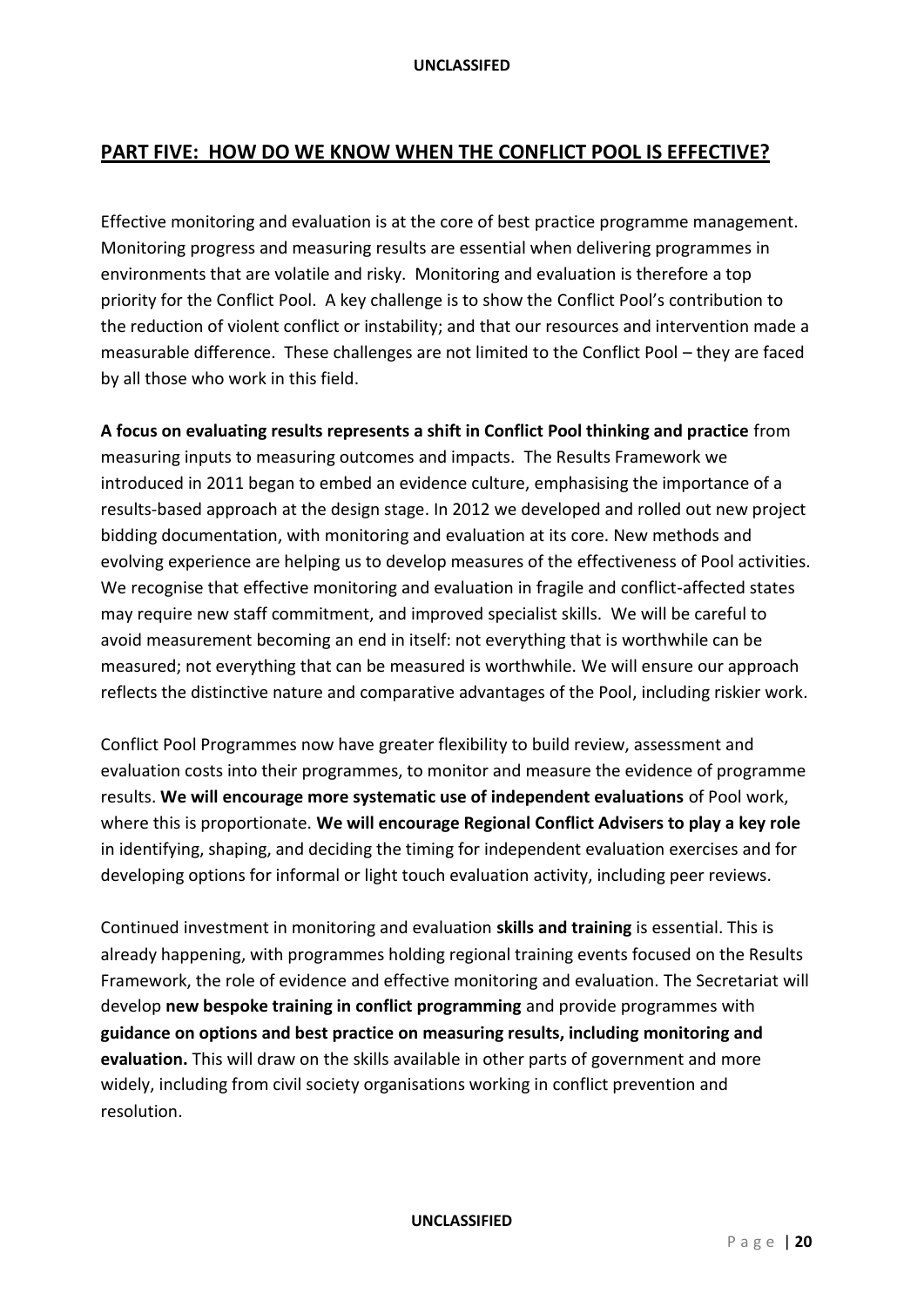## PART FIVE: HOW DO WE KNOW WHEN THE CONFLICT POOL IS EFFECTIVE?

Effective monitoring and evaluation is at the core of best practice programme management. Monitoring progress and measuring results are essential when delivering programmes in environments that are volatile and risky. Monitoring and evaluation is therefore a top priority for the Conflict Pool. A key challenge is to show the Conflict Pool's contribution to the reduction of violent conflict or instability; and that our resources and intervention made a measurable difference. These challenges are not limited to the Conflict Pool – they are faced by all those who work in this field.

**A focus on evaluating results represents a shift in Conflict Pool thinking and practice** from measuring inputs to measuring outcomes and impacts. The Results Framework we introduced in 2011 began to embed an evidence culture, emphasising the importance of a results-based approach at the design stage. In 2012 we developed and rolled out new project bidding documentation, with monitoring and evaluation at its core. New methods and evolving experience are helping us to develop measures of the effectiveness of Pool activities. We recognise that effective monitoring and evaluation in fragile and conflict-affected states may require new staff commitment, and improved specialist skills. We will be careful to avoid measurement becoming an end in itself: not everything that is worthwhile can be measured; not everything that can be measured is worthwhile. We will ensure our approach reflects the distinctive nature and comparative advantages of the Pool, including riskier work.

Conflict Pool Programmes now have greater flexibility to build review, assessment and evaluation costs into their programmes, to monitor and measure the evidence of programme results. **We will encourage more systematic use of independent evaluations** of Pool work, where this is proportionate. **We will encourage Regional Conflict Advisers to play a key role** in identifying, shaping, and deciding the timing for independent evaluation exercises and for developing options for informal or light touch evaluation activity, including peer reviews.

Continued investment in monitoring and evaluation **skills and training** is essential. This is already happening, with programmes holding regional training events focused on the Results Framework, the role of evidence and effective monitoring and evaluation. The Secretariat will develop **new bespoke training in conflict programming** and provide programmes with **guidance on options and best practice on measuring results, including monitoring and evaluation.** This will draw on the skills available in other parts of government and more widely, including from civil society organisations working in conflict prevention and resolution.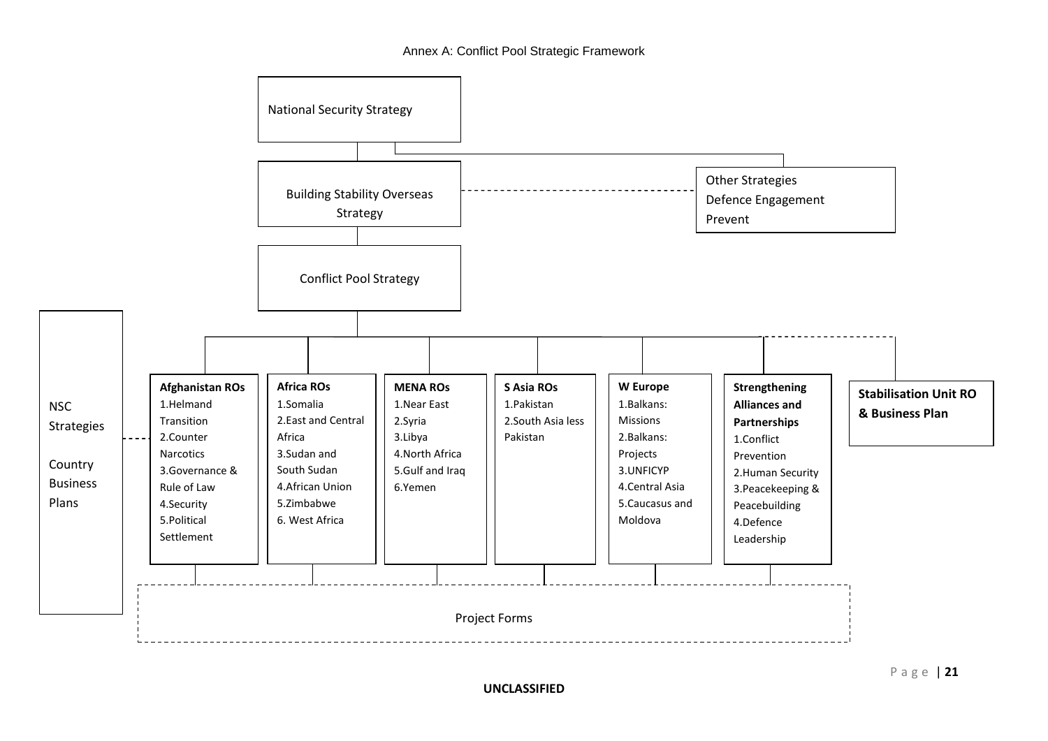Annex A: Conflict Pool Strategic Framework

National Security Strategy

Building Stability Overseas Strategy

Other Strategies
Defence Engagement
Prevent

Conflict Pool Strategy

NSC Strategies

Country Business Plans

**Afghanistan ROs**
1. Helmand Transition
2. Counter Narcotics
3. Governance & Rule of Law
4. Security
5. Political Settlement

**Africa ROs**
1. Somalia
2. East and Central Africa
3. Sudan and South Sudan
4. African Union
5. Zimbabwe
6. West Africa

**MENA ROs**
1. Near East
2. Syria
3. Libya
4. North Africa
5. Gulf and Iraq
6. Yemen

**S Asia ROs**
1. Pakistan
2. South Asia less Pakistan

**W Europe**
1. Balkans: Missions
2. Balkans: Projects
3. UNFICYP
4. Central Asia
5. Caucasus and Moldova

**Strengthening Alliances and Partnerships**
1. Conflict Prevention
2. Human Security
3. Peacekeeping & Peacebuilding
4. Defence Leadership

**Stabilisation Unit RO & Business Plan**

Project Forms

**UNCLASSIFIED**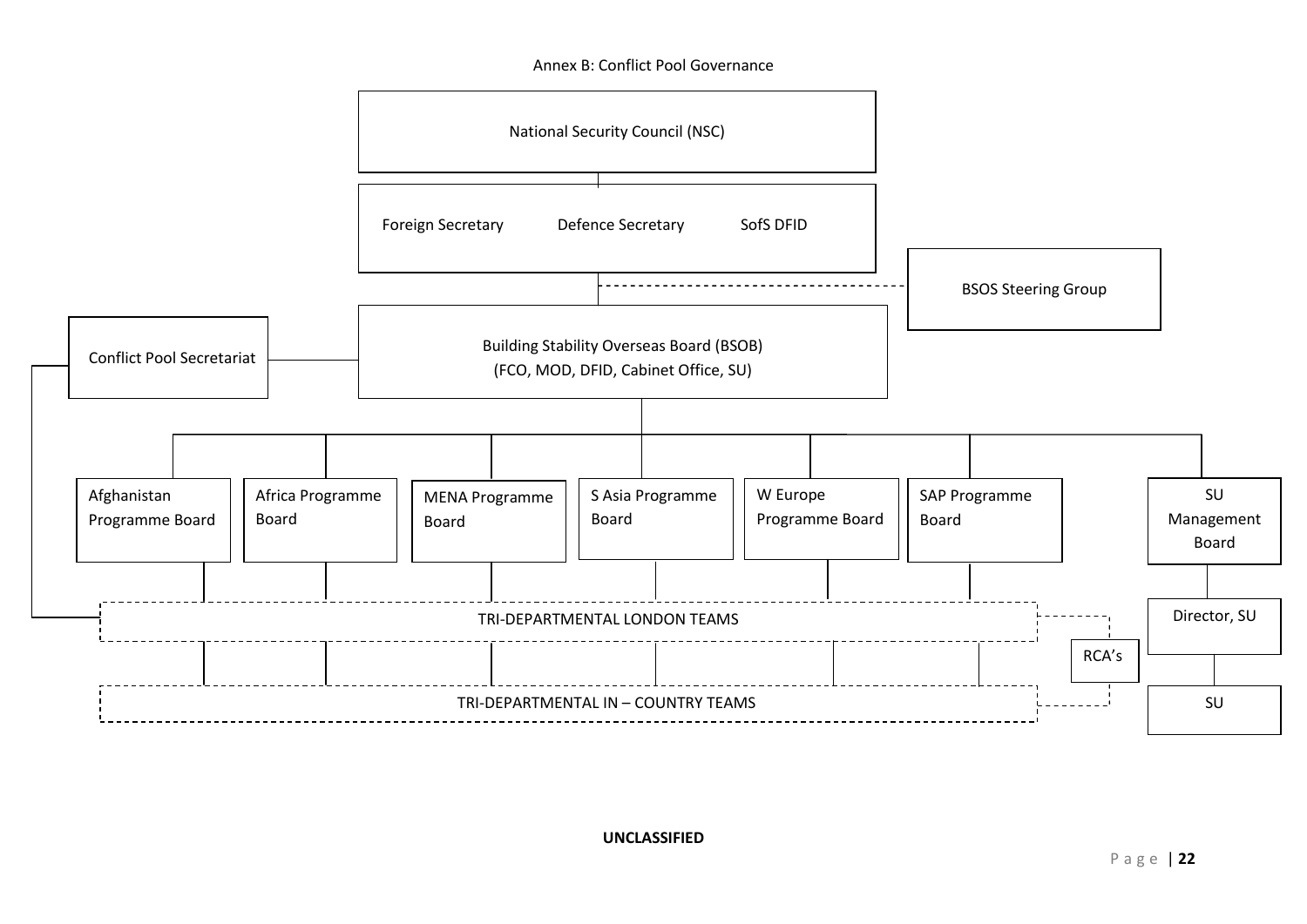Annex B: Conflict Pool Governance

- National Security Council (NSC)
  - Foreign Secretary | Defence Secretary | SofS DFID
    - BSOS Steering Group
    - Building Stability Overseas Board (BSOB) (FCO, MOD, DFID, Cabinet Office, SU)
      - Conflict Pool Secretariat
      - Afghanistan Programme Board
      - Africa Programme Board
      - MENA Programme Board
      - S Asia Programme Board
      - W Europe Programme Board
      - SAP Programme Board
      - SU Management Board
        - Director, SU
          - SU

TRI-DEPARTMENTAL LONDON TEAMS

RCA's

TRI-DEPARTMENTAL IN – COUNTRY TEAMS

**UNCLASSIFIED**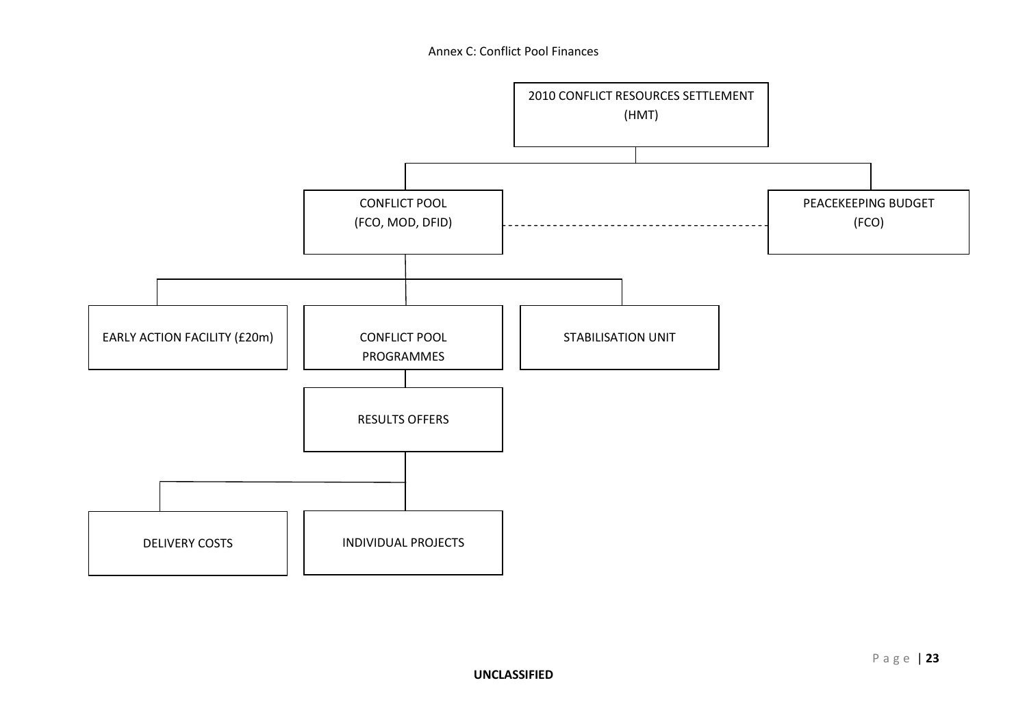Annex C: Conflict Pool Finances

2010 CONFLICT RESOURCES SETTLEMENT (HMT)

CONFLICT POOL (FCO, MOD, DFID)

PEACEKEEPING BUDGET (FCO)

EARLY ACTION FACILITY (£20m)

CONFLICT POOL PROGRAMMES

STABILISATION UNIT

RESULTS OFFERS

DELIVERY COSTS

INDIVIDUAL PROJECTS

**UNCLASSIFIED**